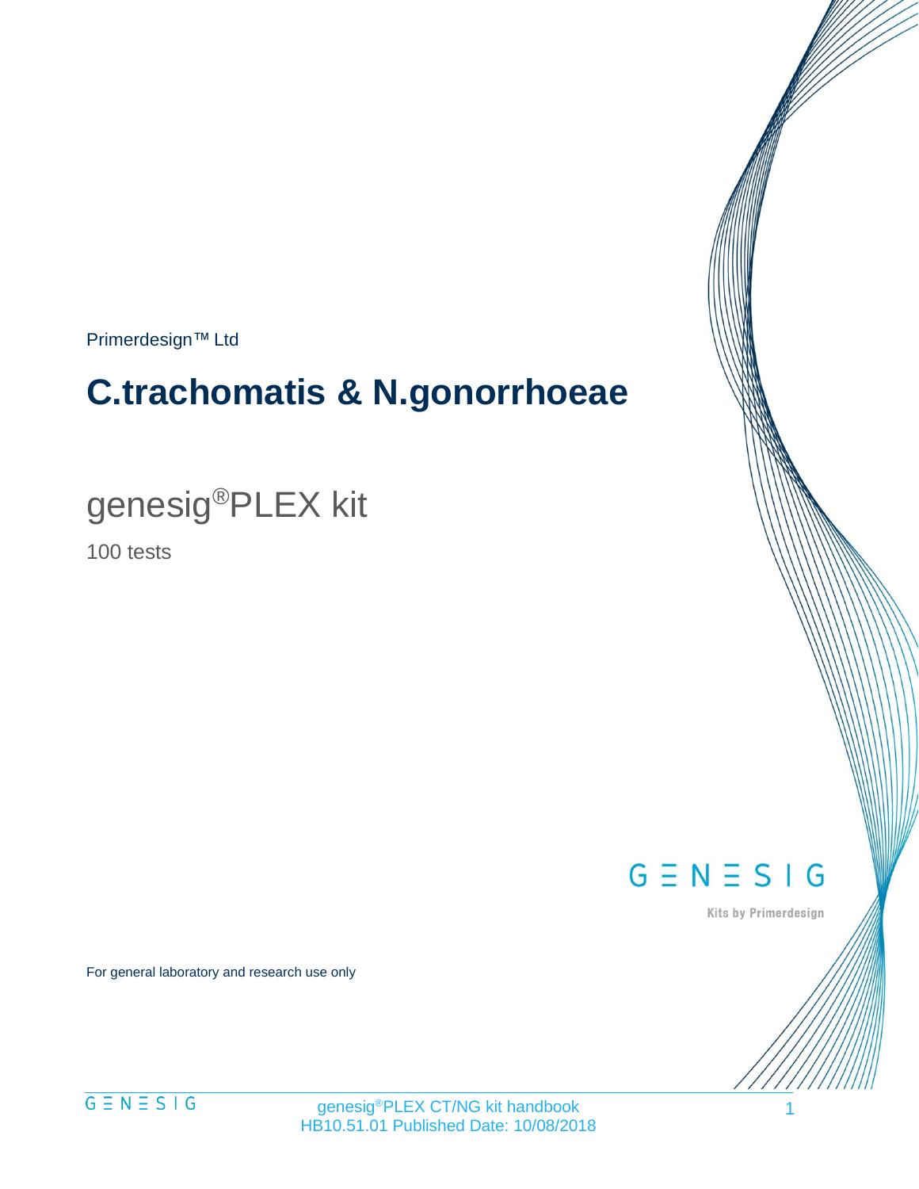Primerdesign™ Ltd

# C.trachomatis & N.gonorrhoeae

## genesig®PLEX kit

100 tests

GENESIG

Kits by Primerdesign

For general laboratory and research use only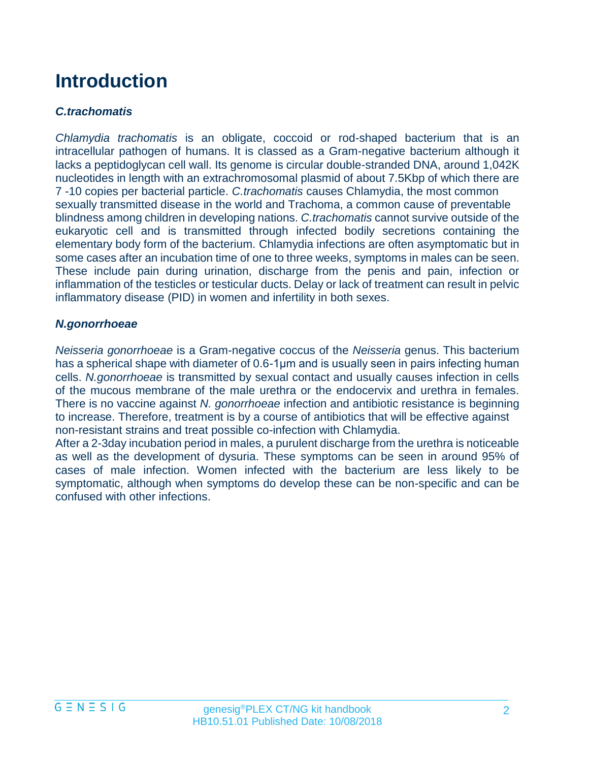# Introduction

### *C.trachomatis*

*Chlamydia trachomatis* is an obligate, coccoid or rod-shaped bacterium that is an intracellular pathogen of humans. It is classed as a Gram-negative bacterium although it lacks a peptidoglycan cell wall. Its genome is circular double-stranded DNA, around 1,042K nucleotides in length with an extrachromosomal plasmid of about 7.5Kbp of which there are 7 -10 copies per bacterial particle. *C.trachomatis* causes Chlamydia, the most common sexually transmitted disease in the world and Trachoma, a common cause of preventable blindness among children in developing nations. *C.trachomatis* cannot survive outside of the eukaryotic cell and is transmitted through infected bodily secretions containing the elementary body form of the bacterium. Chlamydia infections are often asymptomatic but in some cases after an incubation time of one to three weeks, symptoms in males can be seen. These include pain during urination, discharge from the penis and pain, infection or inflammation of the testicles or testicular ducts. Delay or lack of treatment can result in pelvic inflammatory disease (PID) in women and infertility in both sexes.

### *N.gonorrhoeae*

*Neisseria gonorrhoeae* is a Gram-negative coccus of the *Neisseria* genus. This bacterium has a spherical shape with diameter of 0.6-1μm and is usually seen in pairs infecting human cells. *N.gonorrhoeae* is transmitted by sexual contact and usually causes infection in cells of the mucous membrane of the male urethra or the endocervix and urethra in females. There is no vaccine against *N. gonorrhoeae* infection and antibiotic resistance is beginning to increase. Therefore, treatment is by a course of antibiotics that will be effective against non-resistant strains and treat possible co-infection with Chlamydia.

After a 2-3day incubation period in males, a purulent discharge from the urethra is noticeable as well as the development of dysuria. These symptoms can be seen in around 95% of cases of male infection. Women infected with the bacterium are less likely to be symptomatic, although when symptoms do develop these can be non-specific and can be confused with other infections.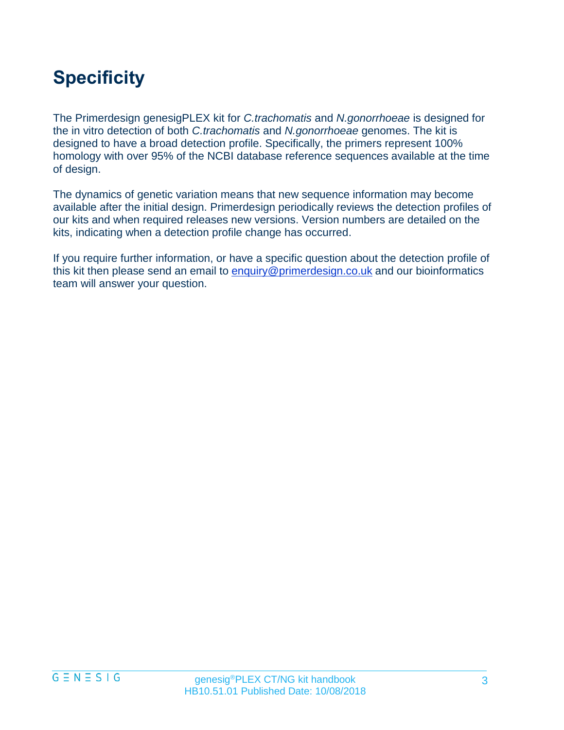# Specificity

The Primerdesign genesigPLEX kit for *C.trachomatis* and *N.gonorrhoeae* is designed for the in vitro detection of both *C.trachomatis* and *N.gonorrhoeae* genomes. The kit is designed to have a broad detection profile. Specifically, the primers represent 100% homology with over 95% of the NCBI database reference sequences available at the time of design.

The dynamics of genetic variation means that new sequence information may become available after the initial design. Primerdesign periodically reviews the detection profiles of our kits and when required releases new versions. Version numbers are detailed on the kits, indicating when a detection profile change has occurred.

If you require further information, or have a specific question about the detection profile of this kit then please send an email to [enquiry@primerdesign.co.uk](mailto:enquiry@primerdesign.co.uk) and our bioinformatics team will answer your question.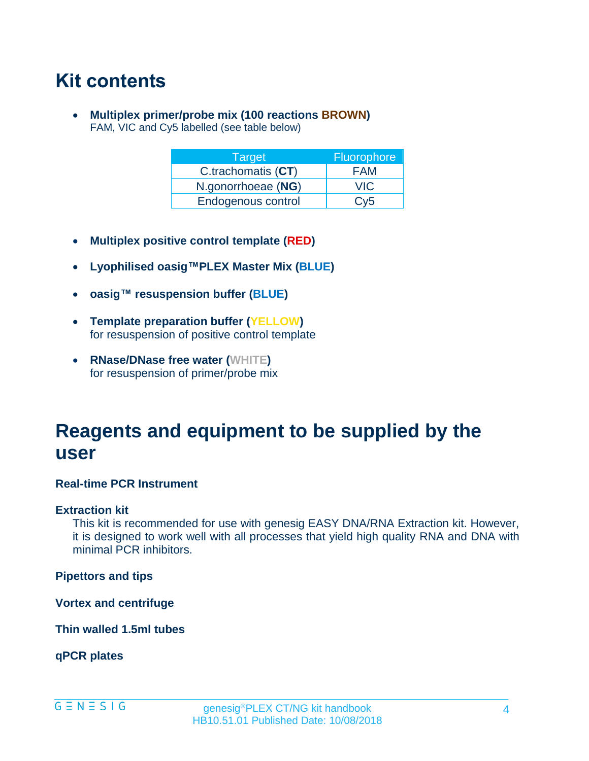# Kit contents

- **Multiplex primer/probe mix (100 reactions BROWN)**
  FAM, VIC and Cy5 labelled (see table below)

| Target | Fluorophore |
|---|---|
| C.trachomatis (**CT**) | FAM |
| N.gonorrhoeae (**NG**) | VIC |
| Endogenous control | Cy5 |

- **Multiplex positive control template (RED)**
- **Lyophilised oasig™PLEX Master Mix (BLUE)**
- **oasig™ resuspension buffer (BLUE)**
- **Template preparation buffer (YELLOW)**
  for resuspension of positive control template
- **RNase/DNase free water (WHITE)**
  for resuspension of primer/probe mix

# Reagents and equipment to be supplied by the user

**Real-time PCR Instrument**

**Extraction kit**

This kit is recommended for use with genesig EASY DNA/RNA Extraction kit. However, it is designed to work well with all processes that yield high quality RNA and DNA with minimal PCR inhibitors.

**Pipettors and tips**

**Vortex and centrifuge**

**Thin walled 1.5ml tubes**

**qPCR plates**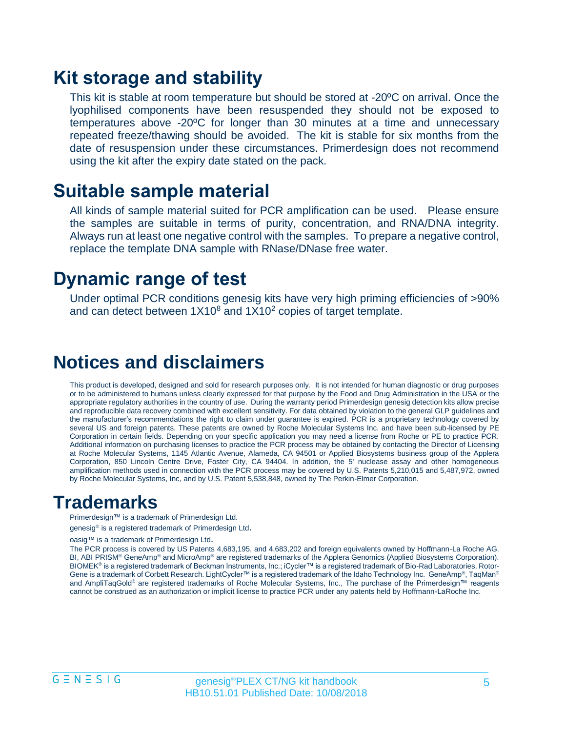# Kit storage and stability

This kit is stable at room temperature but should be stored at -20ºC on arrival. Once the lyophilised components have been resuspended they should not be exposed to temperatures above -20ºC for longer than 30 minutes at a time and unnecessary repeated freeze/thawing should be avoided. The kit is stable for six months from the date of resuspension under these circumstances. Primerdesign does not recommend using the kit after the expiry date stated on the pack.

# Suitable sample material

All kinds of sample material suited for PCR amplification can be used. Please ensure the samples are suitable in terms of purity, concentration, and RNA/DNA integrity. Always run at least one negative control with the samples. To prepare a negative control, replace the template DNA sample with RNase/DNase free water.

# Dynamic range of test

Under optimal PCR conditions genesig kits have very high priming efficiencies of >90% and can detect between $1X10^8$ and $1X10^2$ copies of target template.

# Notices and disclaimers

This product is developed, designed and sold for research purposes only. It is not intended for human diagnostic or drug purposes or to be administered to humans unless clearly expressed for that purpose by the Food and Drug Administration in the USA or the appropriate regulatory authorities in the country of use. During the warranty period Primerdesign genesig detection kits allow precise and reproducible data recovery combined with excellent sensitivity. For data obtained by violation to the general GLP guidelines and the manufacturer's recommendations the right to claim under guarantee is expired. PCR is a proprietary technology covered by several US and foreign patents. These patents are owned by Roche Molecular Systems Inc. and have been sub-licensed by PE Corporation in certain fields. Depending on your specific application you may need a license from Roche or PE to practice PCR. Additional information on purchasing licenses to practice the PCR process may be obtained by contacting the Director of Licensing at Roche Molecular Systems, 1145 Atlantic Avenue, Alameda, CA 94501 or Applied Biosystems business group of the Applera Corporation, 850 Lincoln Centre Drive, Foster City, CA 94404. In addition, the 5' nuclease assay and other homogeneous amplification methods used in connection with the PCR process may be covered by U.S. Patents 5,210,015 and 5,487,972, owned by Roche Molecular Systems, Inc, and by U.S. Patent 5,538,848, owned by The Perkin-Elmer Corporation.

# Trademarks

Primerdesign™ is a trademark of Primerdesign Ltd.

genesig® is a registered trademark of Primerdesign Ltd.

oasig™ is a trademark of Primerdesign Ltd.

The PCR process is covered by US Patents 4,683,195, and 4,683,202 and foreign equivalents owned by Hoffmann-La Roche AG. BI, ABI PRISM® GeneAmp® and MicroAmp® are registered trademarks of the Applera Genomics (Applied Biosystems Corporation). BIOMEK® is a registered trademark of Beckman Instruments, Inc.; iCycler™ is a registered trademark of Bio-Rad Laboratories, Rotor-Gene is a trademark of Corbett Research. LightCycler™ is a registered trademark of the Idaho Technology Inc. GeneAmp®, TaqMan® and AmpliTaqGold® are registered trademarks of Roche Molecular Systems, Inc., The purchase of the Primerdesign™ reagents cannot be construed as an authorization or implicit license to practice PCR under any patents held by Hoffmann-LaRoche Inc.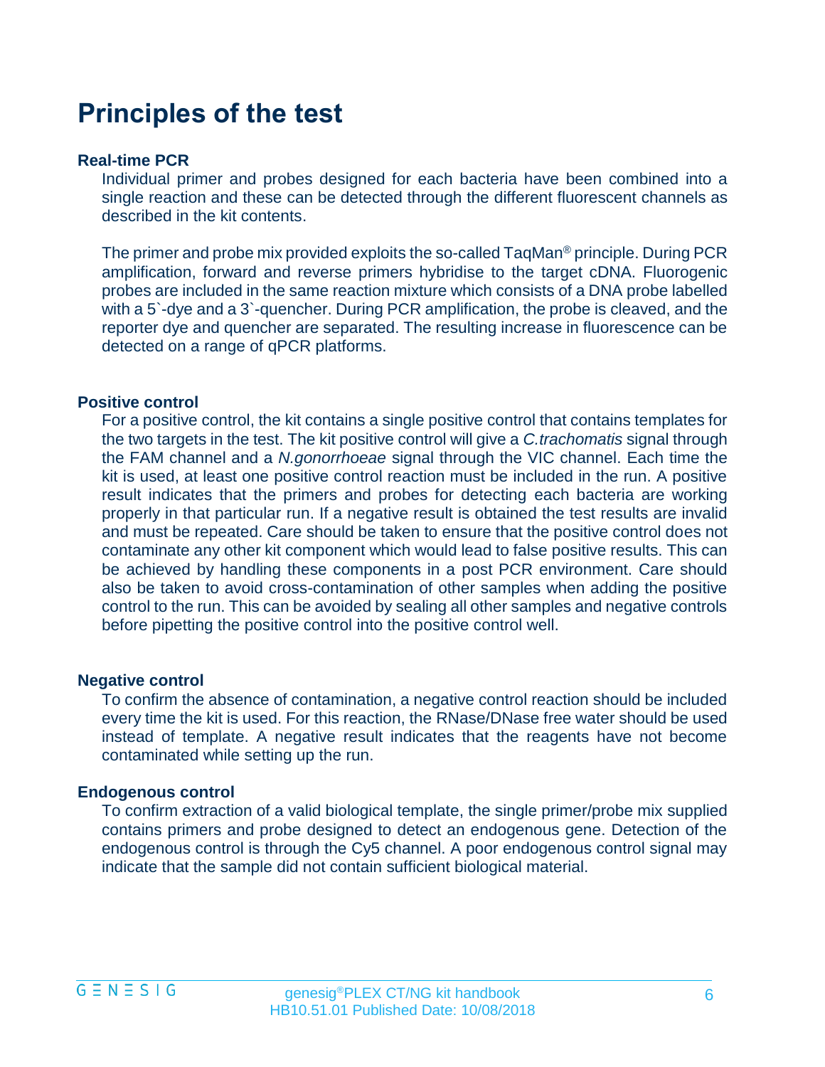# Principles of the test

### Real-time PCR

Individual primer and probes designed for each bacteria have been combined into a single reaction and these can be detected through the different fluorescent channels as described in the kit contents.

The primer and probe mix provided exploits the so-called TaqMan® principle. During PCR amplification, forward and reverse primers hybridise to the target cDNA. Fluorogenic probes are included in the same reaction mixture which consists of a DNA probe labelled with a 5`-dye and a 3`-quencher. During PCR amplification, the probe is cleaved, and the reporter dye and quencher are separated. The resulting increase in fluorescence can be detected on a range of qPCR platforms.

### Positive control

For a positive control, the kit contains a single positive control that contains templates for the two targets in the test. The kit positive control will give a *C.trachomatis* signal through the FAM channel and a *N.gonorrhoeae* signal through the VIC channel. Each time the kit is used, at least one positive control reaction must be included in the run. A positive result indicates that the primers and probes for detecting each bacteria are working properly in that particular run. If a negative result is obtained the test results are invalid and must be repeated. Care should be taken to ensure that the positive control does not contaminate any other kit component which would lead to false positive results. This can be achieved by handling these components in a post PCR environment. Care should also be taken to avoid cross-contamination of other samples when adding the positive control to the run. This can be avoided by sealing all other samples and negative controls before pipetting the positive control into the positive control well.

### Negative control

To confirm the absence of contamination, a negative control reaction should be included every time the kit is used. For this reaction, the RNase/DNase free water should be used instead of template. A negative result indicates that the reagents have not become contaminated while setting up the run.

### Endogenous control

To confirm extraction of a valid biological template, the single primer/probe mix supplied contains primers and probe designed to detect an endogenous gene. Detection of the endogenous control is through the Cy5 channel. A poor endogenous control signal may indicate that the sample did not contain sufficient biological material.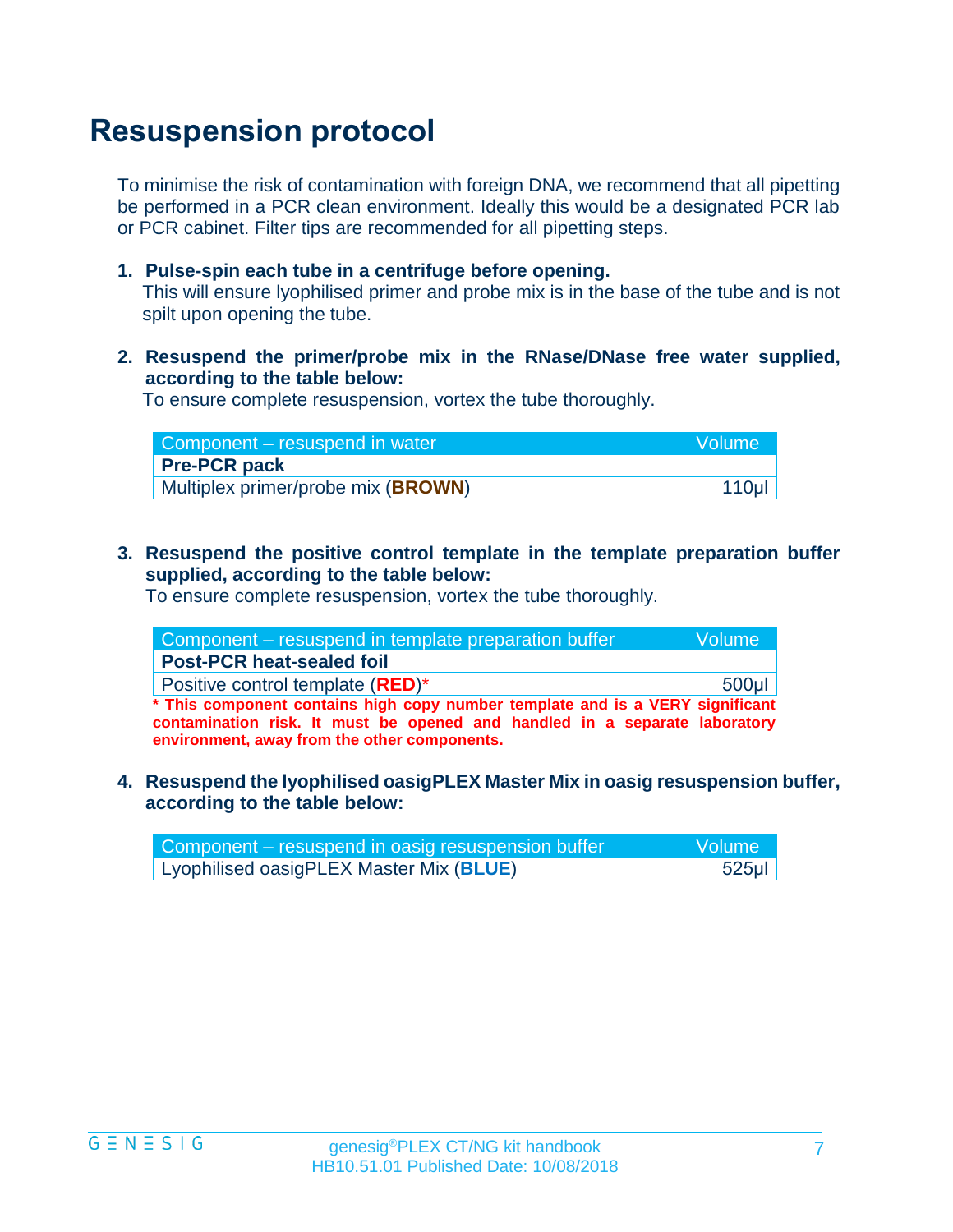# Resuspension protocol

To minimise the risk of contamination with foreign DNA, we recommend that all pipetting be performed in a PCR clean environment. Ideally this would be a designated PCR lab or PCR cabinet. Filter tips are recommended for all pipetting steps.

1. **Pulse-spin each tube in a centrifuge before opening.**
   This will ensure lyophilised primer and probe mix is in the base of the tube and is not spilt upon opening the tube.

2. **Resuspend the primer/probe mix in the RNase/DNase free water supplied, according to the table below:**
   To ensure complete resuspension, vortex the tube thoroughly.

| Component – resuspend in water | Volume |
|---|---|
| **Pre-PCR pack** | |
| Multiplex primer/probe mix (**BROWN**) | 110µl |

3. **Resuspend the positive control template in the template preparation buffer supplied, according to the table below:**
   To ensure complete resuspension, vortex the tube thoroughly.

| Component – resuspend in template preparation buffer | Volume |
|---|---|
| **Post-PCR heat-sealed foil** | |
| Positive control template (**RED**)* | 500µl |

**\* This component contains high copy number template and is a VERY significant contamination risk. It must be opened and handled in a separate laboratory environment, away from the other components.**

4. **Resuspend the lyophilised oasigPLEX Master Mix in oasig resuspension buffer, according to the table below:**

| Component – resuspend in oasig resuspension buffer | Volume |
|---|---|
| Lyophilised oasigPLEX Master Mix (**BLUE**) | 525µl |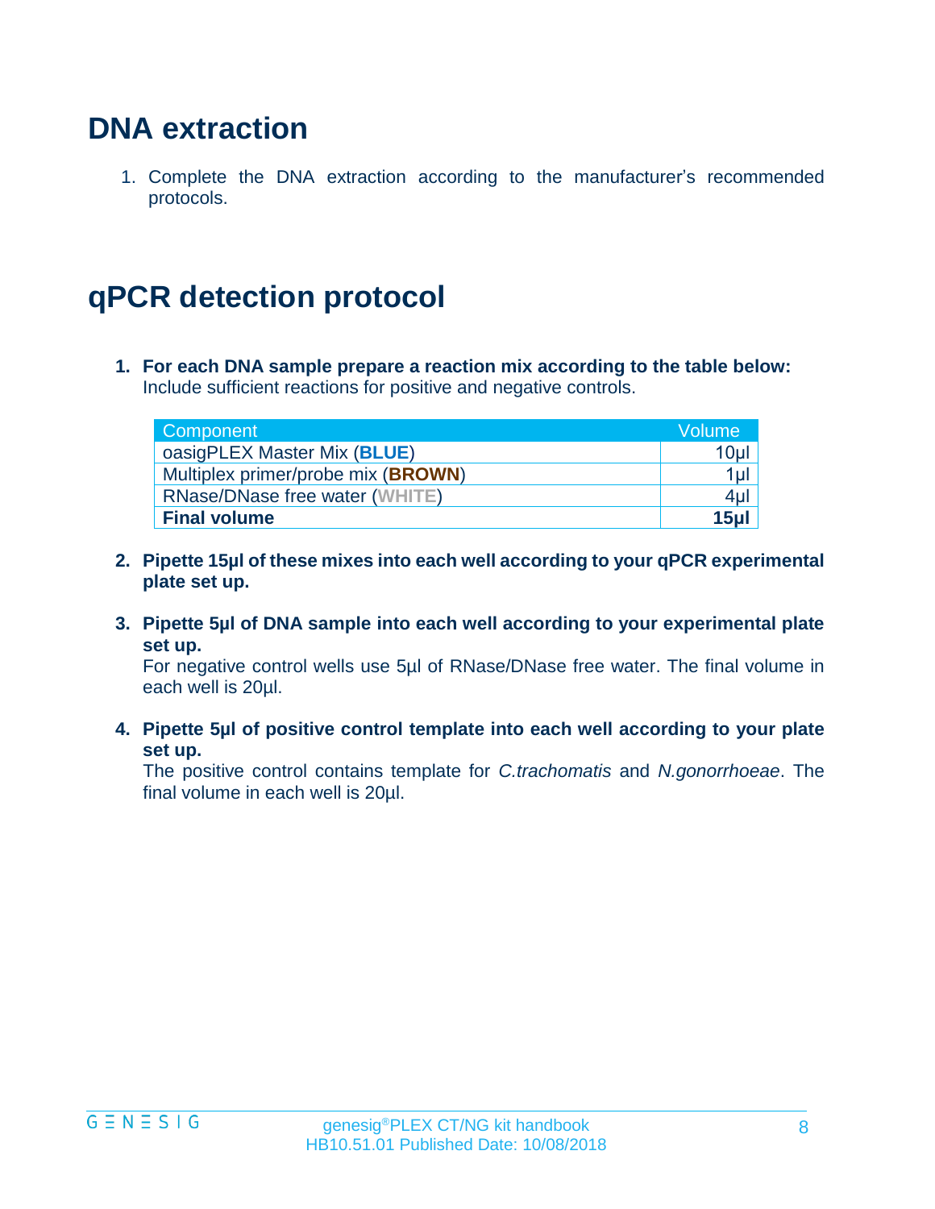## DNA extraction

1. Complete the DNA extraction according to the manufacturer's recommended protocols.

## qPCR detection protocol

1. **For each DNA sample prepare a reaction mix according to the table below:** Include sufficient reactions for positive and negative controls.

| Component | Volume |
|---|---|
| oasigPLEX Master Mix (**BLUE**) | 10µl |
| Multiplex primer/probe mix (**BROWN**) | 1µl |
| RNase/DNase free water (**WHITE**) | 4µl |
| **Final volume** | **15µl** |

2. **Pipette 15µl of these mixes into each well according to your qPCR experimental plate set up.**

3. **Pipette 5µl of DNA sample into each well according to your experimental plate set up.** For negative control wells use 5µl of RNase/DNase free water. The final volume in each well is 20µl.

4. **Pipette 5µl of positive control template into each well according to your plate set up.** The positive control contains template for *C.trachomatis* and *N.gonorrhoeae*. The final volume in each well is 20µl.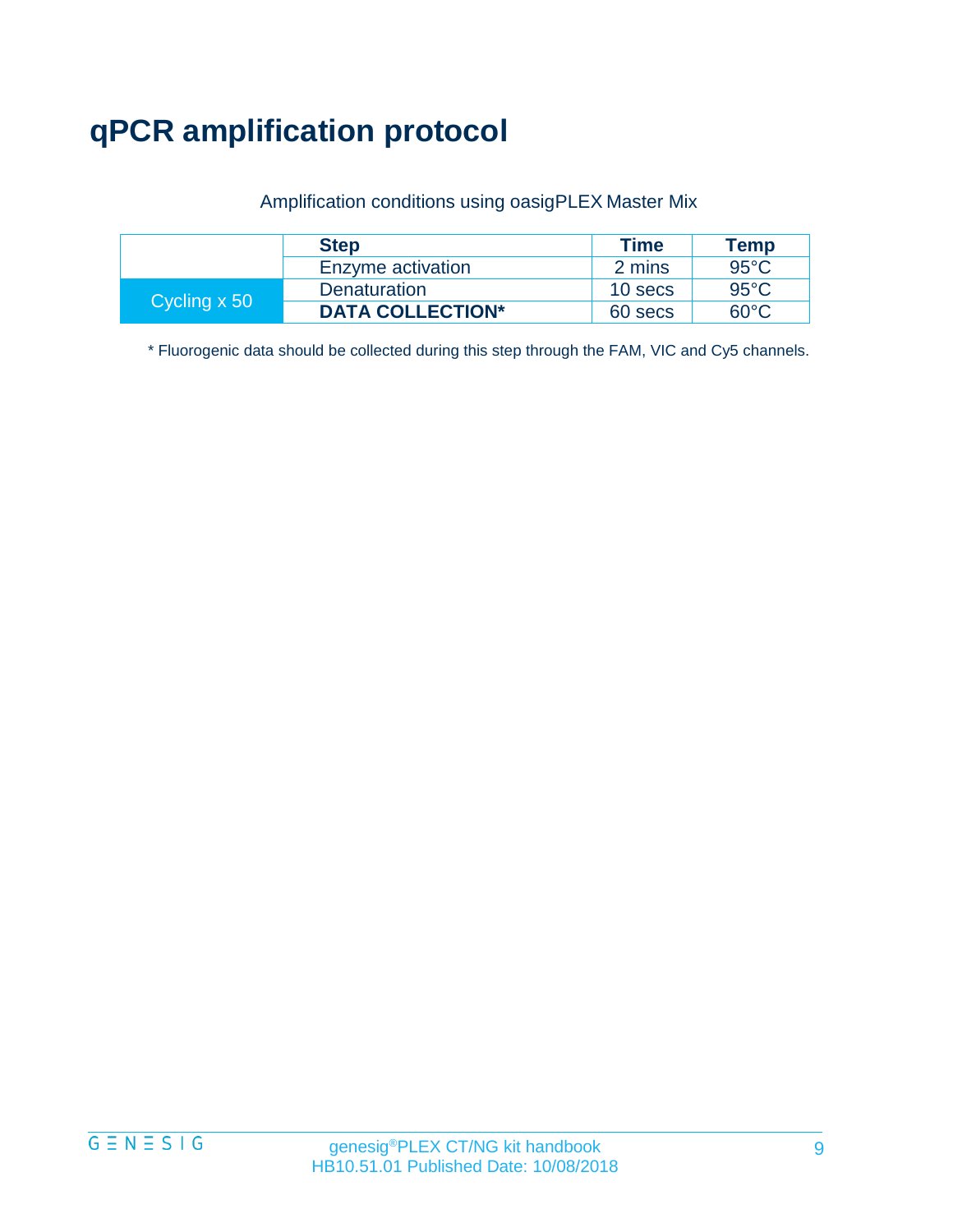# qPCR amplification protocol

Amplification conditions using oasigPLEX Master Mix

| | Step | Time | Temp |
|---|---|---|---|
| | Enzyme activation | 2 mins | 95°C |
| Cycling x 50 | Denaturation | 10 secs | 95°C |
| | **DATA COLLECTION*** | 60 secs | 60°C |

* Fluorogenic data should be collected during this step through the FAM, VIC and Cy5 channels.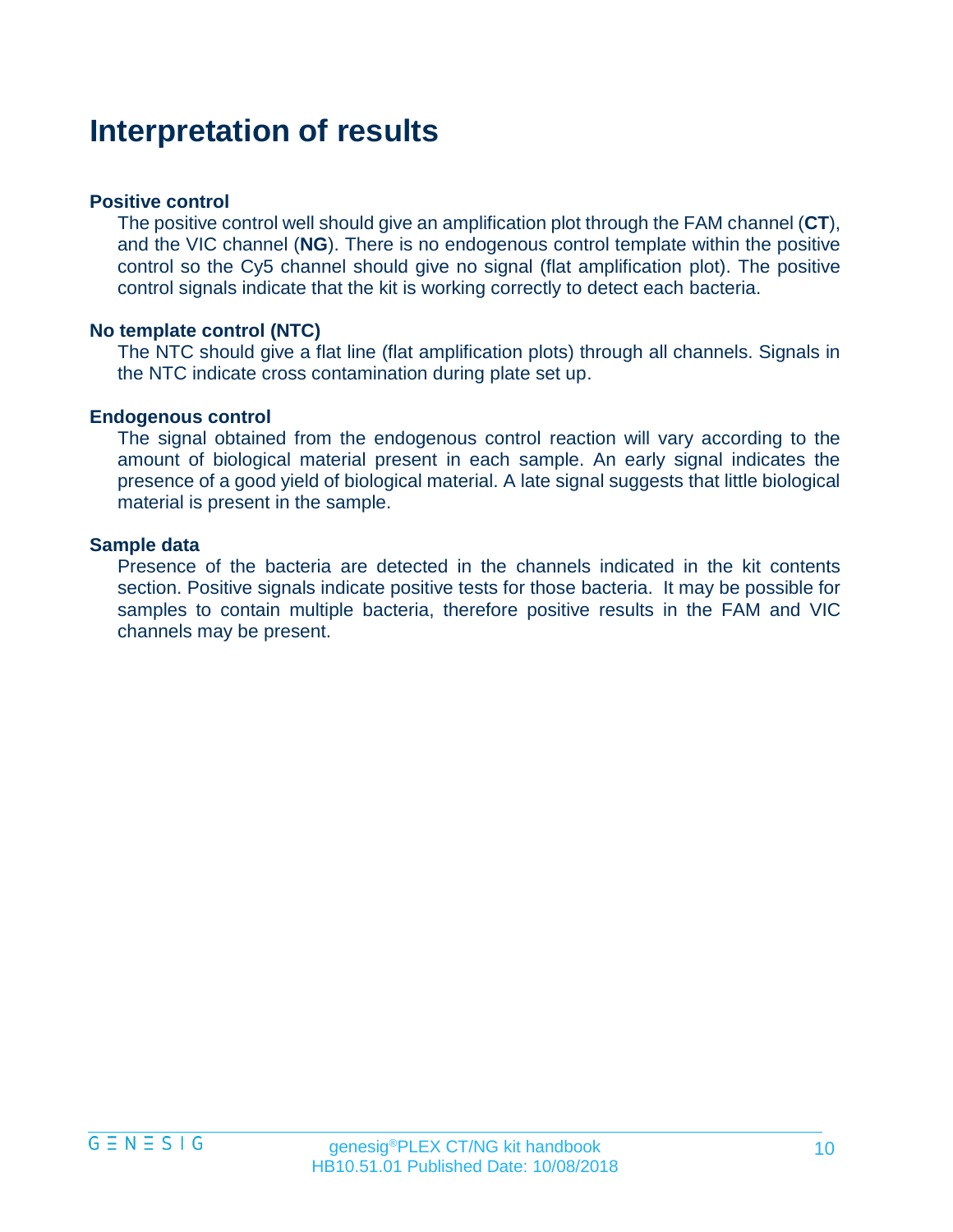# Interpretation of results

### Positive control

The positive control well should give an amplification plot through the FAM channel (**CT**), and the VIC channel (**NG**). There is no endogenous control template within the positive control so the Cy5 channel should give no signal (flat amplification plot). The positive control signals indicate that the kit is working correctly to detect each bacteria.

### No template control (NTC)

The NTC should give a flat line (flat amplification plots) through all channels. Signals in the NTC indicate cross contamination during plate set up.

### Endogenous control

The signal obtained from the endogenous control reaction will vary according to the amount of biological material present in each sample. An early signal indicates the presence of a good yield of biological material. A late signal suggests that little biological material is present in the sample.

### Sample data

Presence of the bacteria are detected in the channels indicated in the kit contents section. Positive signals indicate positive tests for those bacteria. It may be possible for samples to contain multiple bacteria, therefore positive results in the FAM and VIC channels may be present.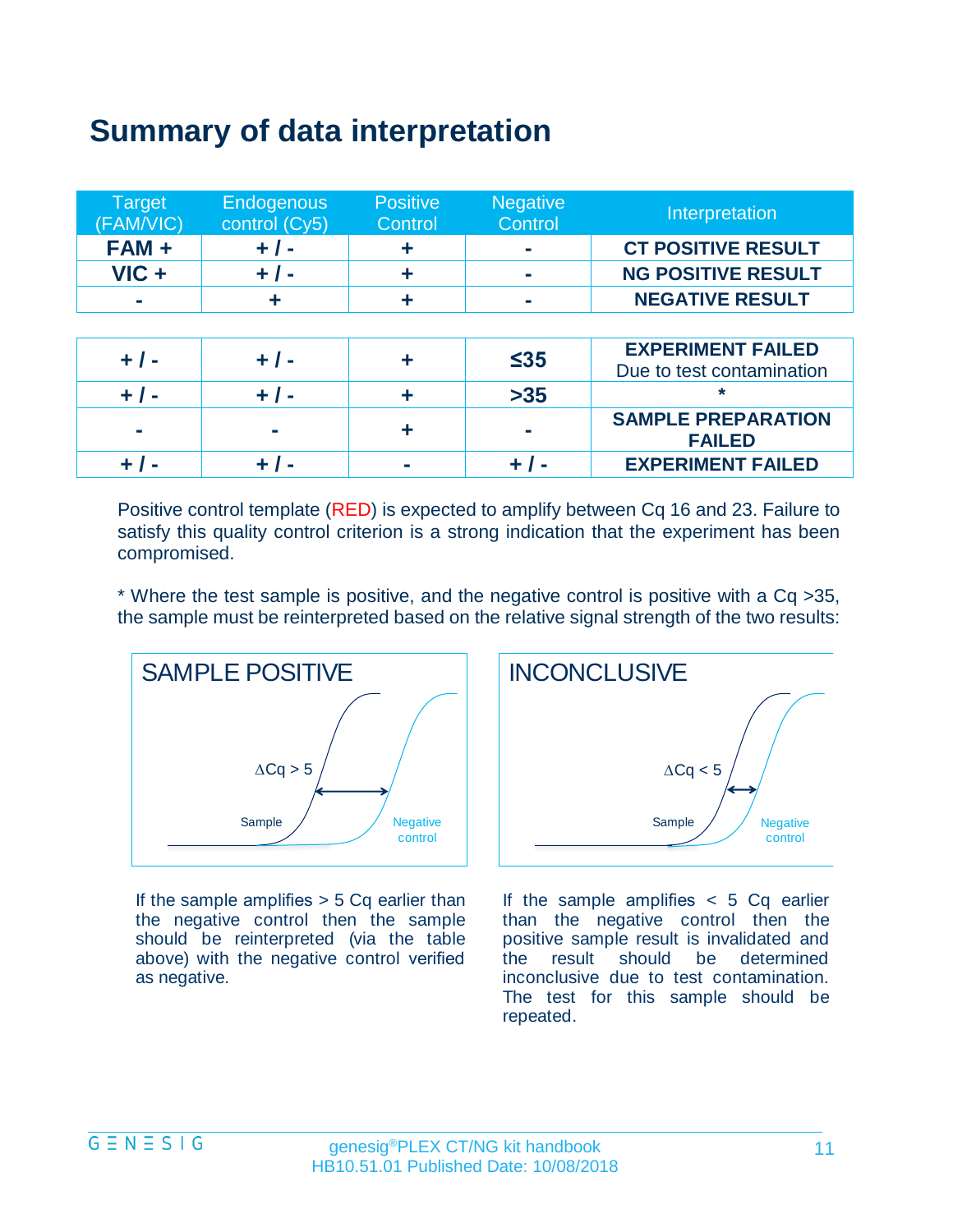# Summary of data interpretation

| Target (FAM/VIC) | Endogenous control (Cy5) | Positive Control | Negative Control | Interpretation |
|---|---|---|---|---|
| FAM + | + / - | + | - | CT POSITIVE RESULT |
| VIC + | + / - | + | - | NG POSITIVE RESULT |
| - | + | + | - | NEGATIVE RESULT |

| | | | | |
|---|---|---|---|---|
| + / - | + / - | + | ≤35 | **EXPERIMENT FAILED** Due to test contamination |
| + / - | + / - | + | >35 | * |
| - | - | + | - | **SAMPLE PREPARATION FAILED** |
| + / - | + / - | - | + / - | **EXPERIMENT FAILED** |

Positive control template (RED) is expected to amplify between Cq 16 and 23. Failure to satisfy this quality control criterion is a strong indication that the experiment has been compromised.

* Where the test sample is positive, and the negative control is positive with a Cq >35, the sample must be reinterpreted based on the relative signal strength of the two results:

SAMPLE POSITIVE

ΔCq > 5

Sample

Negative control

If the sample amplifies > 5 Cq earlier than the negative control then the sample should be reinterpreted (via the table above) with the negative control verified as negative.

INCONCLUSIVE

ΔCq < 5

Sample

Negative control

If the sample amplifies < 5 Cq earlier than the negative control then the positive sample result is invalidated and the result should be determined inconclusive due to test contamination. The test for this sample should be repeated.